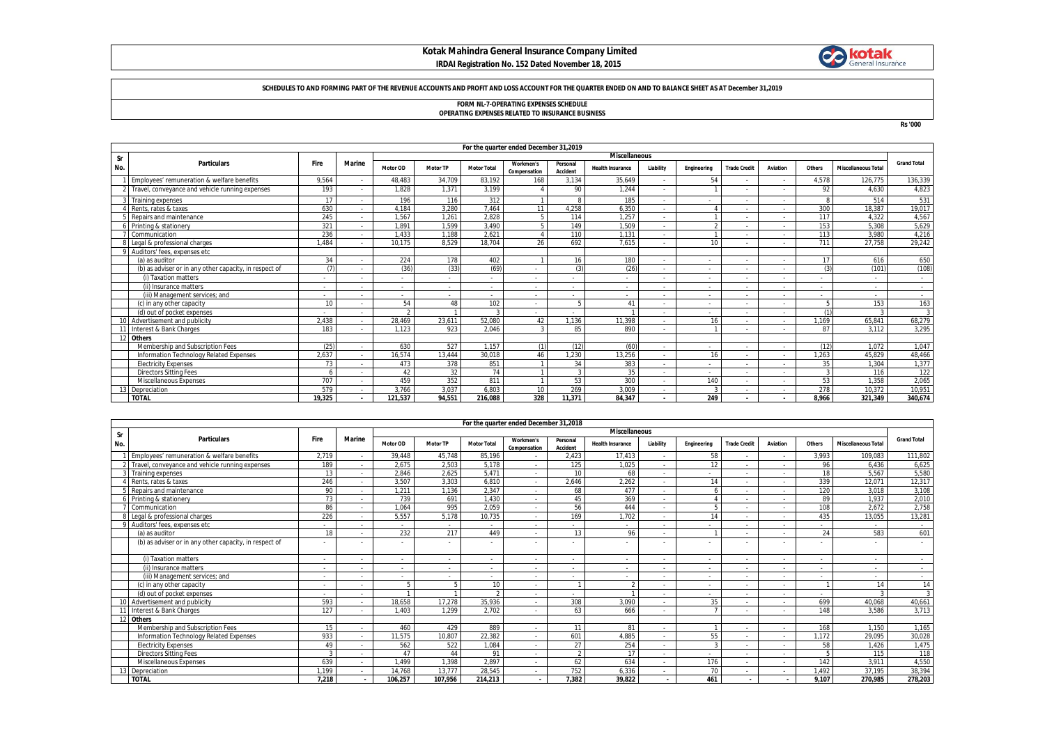# Kotak Mahindra General Insurance Company Limited

**IRDAI Registration No. 152 Dated November 18, 2015**

**SCHEDULES TO AND FORMING PART OF THE REVENUE ACCOUNTS AND PROFIT AND LOSS ACCOUNT FOR THE QUARTER ENDED ON AND TO BALANCE SHEET AS AT December 31,2019**

**FORM NL-7-OPERATING EXPENSES SCHEDULE**
**OPERATING EXPENSES RELATED TO INSURANCE BUSINESS**

Rs '000

| Sr No. | Particulars | Fire | Marine | Miscellaneous | | | | | | | | | | | | | Grand Total |
|---|---|---|---|---|---|---|---|---|---|---|---|---|---|---|---|---|---|
| | For the quarter ended December 31,2019 | | | Motor OD | Motor TP | Motor Total | Workmen's Compensation | Personal Accident | Health Insurance | Liability | Engineering | Trade Credit | Aviation | Others | Miscellaneous Total | | |
| 1 | Employees' remuneration & welfare benefits | 9,564 | - | 48,483 | 34,709 | 83,192 | 168 | 3,134 | 35,649 | - | 54 | - | - | 4,578 | 126,775 | | 136,339 |
| 2 | Travel, conveyance and vehicle running expenses | 193 | - | 1,828 | 1,371 | 3,199 | 4 | 90 | 1,244 | - | 1 | - | - | 92 | 4,630 | | 4,823 |
| 3 | Training expenses | 17 | - | 196 | 116 | 312 | 1 | 8 | 185 | - | - | - | - | 8 | 514 | | 531 |
| 4 | Rents, rates & taxes | 630 | - | 4,184 | 3,280 | 7,464 | 11 | 4,258 | 6,350 | - | 4 | - | - | 300 | 18,387 | | 19,017 |
| 5 | Repairs and maintenance | 245 | - | 1,567 | 1,261 | 2,828 | 5 | 114 | 1,257 | - | 1 | - | - | 117 | 4,322 | | 4,567 |
| 6 | Printing & stationery | 321 | - | 1,891 | 1,599 | 3,490 | 5 | 149 | 1,509 | - | 2 | - | - | 153 | 5,308 | | 5,629 |
| 7 | Communication | 236 | - | 1,433 | 1,188 | 2,621 | 4 | 110 | 1,131 | - | 1 | - | - | 113 | 3,980 | | 4,216 |
| 8 | Legal & professional charges | 1,484 | - | 10,175 | 8,529 | 18,704 | 26 | 692 | 7,615 | - | 10 | - | - | 711 | 27,758 | | 29,242 |
| 9 | Auditors' fees, expenses etc | | | | | | | | | | | | | | | | |
| | (a) as auditor | 34 | - | 224 | 178 | 402 | 1 | 16 | 180 | - | - | - | - | 17 | 616 | | 650 |
| | (b) as adviser or in any other capacity, in respect of | (7) | - | (36) | (33) | (69) | - | (3) | (26) | - | - | - | - | (3) | (101) | | (108) |
| | (i) Taxation matters | - | - | - | - | - | - | - | - | - | - | - | - | - | - | | - |
| | (ii) Insurance matters | - | - | - | - | - | - | - | - | - | - | - | - | - | - | | - |
| | (iii) Management services; and | - | - | - | - | - | - | - | - | - | - | - | - | - | - | | - |
| | (c) in any other capacity | 10 | - | 54 | 48 | 102 | - | 5 | 41 | - | - | - | - | 5 | 153 | | 163 |
| | (d) out of pocket expenses | - | - | 2 | 1 | 3 | - | - | 1 | - | - | - | - | (1) | 3 | | 3 |
| 10 | Advertisement and publicity | 2,438 | - | 28,469 | 23,611 | 52,080 | 42 | 1,136 | 11,398 | - | 16 | - | - | 1,169 | 65,841 | | 68,279 |
| 11 | Interest & Bank Charges | 183 | - | 1,123 | 923 | 2,046 | 3 | 85 | 890 | - | 1 | - | - | 87 | 3,112 | | 3,295 |
| 12 | **Others** | | | | | | | | | | | | | | | | |
| | Membership and Subscription Fees | (25) | - | 630 | 527 | 1,157 | (1) | (12) | (60) | - | - | - | - | (12) | 1,072 | | 1,047 |
| | Information Technology Related Expenses | 2,637 | - | 16,574 | 13,444 | 30,018 | 46 | 1,230 | 13,256 | - | 16 | - | - | 1,263 | 45,829 | | 48,466 |
| | Electricity Expenses | 73 | - | 473 | 378 | 851 | 1 | 34 | 383 | - | - | - | - | 35 | 1,304 | | 1,377 |
| | Directors Sitting Fees | 6 | - | 42 | 32 | 74 | 1 | 3 | 35 | - | - | - | - | 3 | 116 | | 122 |
| | Miscellaneous Expenses | 707 | - | 459 | 352 | 811 | 1 | 53 | 300 | - | 140 | - | - | 53 | 1,358 | | 2,065 |
| 13 | Depreciation | 579 | - | 3,766 | 3,037 | 6,803 | 10 | 269 | 3,009 | - | 3 | - | - | 278 | 10,372 | | 10,951 |
| | **TOTAL** | **19,325** | **-** | **121,537** | **94,551** | **216,088** | **328** | **11,371** | **84,347** | **-** | **249** | **-** | **-** | **8,966** | **321,349** | | **340,674** |

| Sr No. | Particulars | Fire | Marine | Miscellaneous | | | | | | | | | | | | | Grand Total |
|---|---|---|---|---|---|---|---|---|---|---|---|---|---|---|---|---|---|
| | For the quarter ended December 31,2018 | | | Motor OD | Motor TP | Motor Total | Workmen's Compensation | Personal Accident | Health Insurance | Liability | Engineering | Trade Credit | Aviation | Others | Miscellaneous Total | | |
| 1 | Employees' remuneration & welfare benefits | 2,719 | - | 39,448 | 45,748 | 85,196 | - | 2,423 | 17,413 | - | 58 | - | - | 3,993 | 109,083 | | 111,802 |
| 2 | Travel, conveyance and vehicle running expenses | 189 | - | 2,675 | 2,503 | 5,178 | - | 125 | 1,025 | - | 12 | - | - | 96 | 6,436 | | 6,625 |
| 3 | Training expenses | 13 | - | 2,846 | 2,625 | 5,471 | - | 10 | 68 | - | - | - | - | 18 | 5,567 | | 5,580 |
| 4 | Rents, rates & taxes | 246 | - | 3,507 | 3,303 | 6,810 | - | 2,646 | 2,262 | - | 14 | - | - | 339 | 12,071 | | 12,317 |
| 5 | Repairs and maintenance | 90 | - | 1,211 | 1,136 | 2,347 | - | 68 | 477 | - | 6 | - | - | 120 | 3,018 | | 3,108 |
| 6 | Printing & stationery | 73 | - | 739 | 691 | 1,430 | - | 45 | 369 | - | 4 | - | - | 89 | 1,937 | | 2,010 |
| 7 | Communication | 86 | - | 1,064 | 995 | 2,059 | - | 56 | 444 | - | 5 | - | - | 108 | 2,672 | | 2,758 |
| 8 | Legal & professional charges | 226 | - | 5,557 | 5,178 | 10,735 | - | 169 | 1,702 | - | 14 | - | - | 435 | 13,055 | | 13,281 |
| 9 | Auditors' fees, expenses etc | - | - | - | - | - | - | - | - | - | - | - | - | - | - | | - |
| | (a) as auditor | 18 | - | 232 | 217 | 449 | - | 13 | 96 | - | 1 | - | - | 24 | 583 | | 601 |
| | (b) as adviser or in any other capacity, in respect of | - | - | - | - | - | - | - | - | - | - | - | - | - | - | | - |
| | (i) Taxation matters | - | - | - | - | - | - | - | - | - | - | - | - | - | - | | - |
| | (ii) Insurance matters | - | - | - | - | - | - | - | - | - | - | - | - | - | - | | - |
| | (iii) Management services; and | - | - | - | - | - | - | - | - | - | - | - | - | - | - | | - |
| | (c) in any other capacity | - | - | 5 | 5 | 10 | - | 1 | 2 | - | - | - | - | 1 | 14 | | 14 |
| | (d) out of pocket expenses | - | - | 1 | 1 | 2 | - | - | 1 | - | - | - | - | - | 3 | | 3 |
| 10 | Advertisement and publicity | 593 | - | 18,658 | 17,278 | 35,936 | - | 308 | 3,090 | - | 35 | - | - | 699 | 40,068 | | 40,661 |
| 11 | Interest & Bank Charges | 127 | - | 1,403 | 1,299 | 2,702 | - | 63 | 666 | - | 7 | - | - | 148 | 3,586 | | 3,713 |
| 12 | **Others** | | | | | | | | | | | | | | | | |
| | Membership and Subscription Fees | 15 | - | 460 | 429 | 889 | - | 11 | 81 | - | 1 | - | - | 168 | 1,150 | | 1,165 |
| | Information Technology Related Expenses | 933 | - | 11,575 | 10,807 | 22,382 | - | 601 | 4,885 | - | 55 | - | - | 1,172 | 29,095 | | 30,028 |
| | Electricity Expenses | 49 | - | 562 | 522 | 1,084 | - | 27 | 254 | - | 3 | - | - | 58 | 1,426 | | 1,475 |
| | Directors Sitting Fees | 3 | - | 47 | 44 | 91 | - | 2 | 17 | - | - | - | - | 5 | 115 | | 118 |
| | Miscellaneous Expenses | 639 | - | 1,499 | 1,398 | 2,897 | - | 62 | 634 | - | 176 | - | - | 142 | 3,911 | | 4,550 |
| 13 | Depreciation | 1,199 | - | 14,768 | 13,777 | 28,545 | - | 752 | 6,336 | - | 70 | - | - | 1,492 | 37,195 | | 38,394 |
| | **TOTAL** | **7,218** | **-** | **106,257** | **107,956** | **214,213** | **-** | **7,382** | **39,822** | **-** | **461** | **-** | **-** | **9,107** | **270,985** | | **278,203** |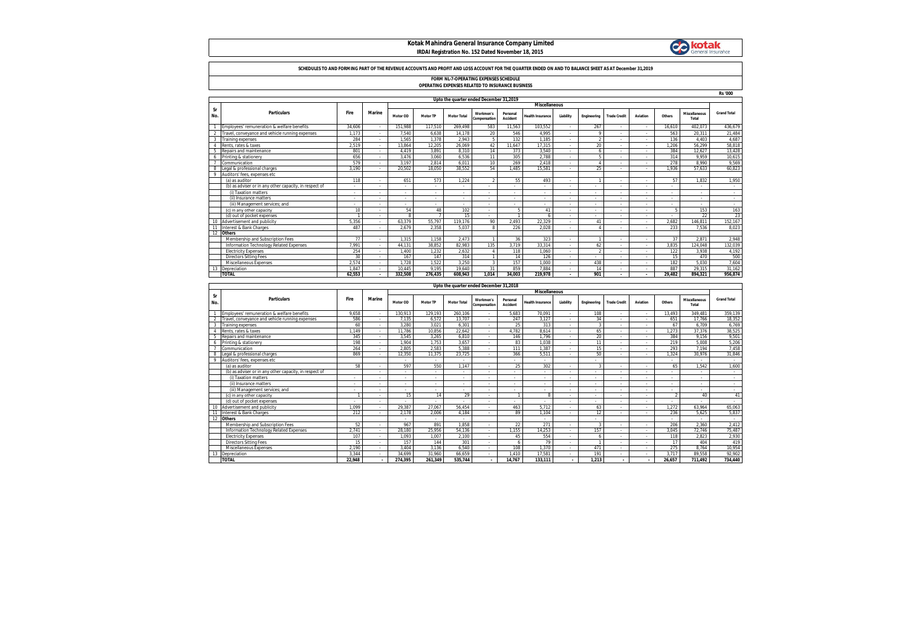# Kotak Mahindra General Insurance Company Limited

**IRDAI Registration No. 152 Dated November 18, 2015**

**SCHEDULES TO AND FORMING PART OF THE REVENUE ACCOUNTS AND PROFIT AND LOSS ACCOUNT FOR THE QUARTER ENDED ON AND TO BALANCE SHEET AS AT December 31,2019**

**FORM NL-7-OPERATING EXPENSES SCHEDULE**

**OPERATING EXPENSES RELATED TO INSURANCE BUSINESS**

Rs '000

| Upto the quarter ended December 31,2019 | | | | | | | | | | | | | | | | | |
|---|---|---|---|---|---|---|---|---|---|---|---|---|---|---|---|---|---|
| Sr No. | Particulars | Fire | Marine | Miscellaneous | | | | | | | | | | | | | Grand Total |
| | | | | Motor OD | Motor TP | Motor Total | Workmen's Compensation | Personal Accident | Health Insurance | Liability | Engineering | Trade Credit | Aviation | Others | Miscellaneous Total | |
| 1 | Employees' remuneration & welfare benefits | 34,606 | - | 151,988 | 117,510 | 269,498 | 583 | 11,563 | 103,552 | - | 267 | - | - | 16,610 | 402,073 | 436,679 |
| 2 | Travel, conveyance and vehicle running expenses | 1,173 | - | 7,540 | 6,638 | 14,178 | 20 | 546 | 4,995 | - | 9 | - | - | 563 | 20,311 | 21,484 |
| 3 | Training expenses | 284 | - | 1,565 | 1,378 | 2,943 | 5 | 132 | 1,185 | - | 2 | - | - | 136 | 4,403 | 4,687 |
| 4 | Rents, rates & taxes | 2,519 | - | 13,864 | 12,205 | 26,069 | 42 | 11,647 | 17,315 | - | 20 | - | - | 1,206 | 56,299 | 58,818 |
| 5 | Repairs and maintenance | 801 | - | 4,419 | 3,891 | 8,310 | 14 | 373 | 3,540 | - | 6 | - | - | 384 | 12,627 | 13,428 |
| 6 | Printing & stationery | 656 | - | 3,476 | 3,060 | 6,536 | 11 | 305 | 2,788 | - | 5 | - | - | 314 | 9,959 | 10,615 |
| 7 | Communication | 579 | - | 3,197 | 2,814 | 6,011 | 10 | 269 | 2,418 | - | 4 | - | - | 278 | 8,990 | 9,569 |
| 8 | Legal & professional charges | 3,190 | - | 20,502 | 18,050 | 38,552 | 54 | 1,485 | 15,581 | - | 25 | - | - | 1,936 | 57,633 | 60,823 |
| 9 | Auditors' fees, expenses etc | | | | | | | | | | | | | | | |
| | (a) as auditor | 118 | - | 651 | 573 | 1,224 | 2 | 55 | 493 | - | 1 | - | - | 57 | 1,832 | 1,950 |
| | (b) as adviser or in any other capacity, in respect of | - | - | - | - | - | - | - | - | - | - | - | - | - | - | - |
| | (i) Taxation matters | - | - | - | - | - | - | - | - | - | - | - | - | - | - | - |
| | (ii) Insurance matters | - | - | - | - | - | - | - | - | - | - | - | - | - | - | - |
| | (iii) Management services; and | - | - | - | - | - | - | - | - | - | - | - | - | - | - | - |
| | (c) in any other capacity | 10 | - | 54 | 48 | 102 | - | 5 | 41 | - | - | - | - | 5 | 153 | 163 |
| | (d) out of pocket expenses | 1 | - | 8 | 7 | 15 | - | 1 | 6 | - | - | - | - | - | 22 | 23 |
| 10 | Advertisement and publicity | 5,356 | - | 63,379 | 55,797 | 119,176 | 90 | 2,493 | 22,329 | - | 41 | - | - | 2,682 | 146,811 | 152,167 |
| 11 | Interest & Bank Charges | 487 | - | 2,679 | 2,358 | 5,037 | 8 | 226 | 2,028 | - | 4 | - | - | 233 | 7,536 | 8,023 |
| 12 | **Others** | | | | | | | | | | | | | | | |
| | Membership and Subscription Fees | 77 | - | 1,315 | 1,158 | 2,473 | 1 | 36 | 323 | - | 1 | - | - | 37 | 2,871 | 2,948 |
| | Information Technology Related Expenses | 7,991 | - | 44,131 | 38,852 | 82,983 | 135 | 3,719 | 33,314 | - | 62 | - | - | 3,835 | 124,048 | 132,039 |
| | Electricity Expenses | 254 | - | 1,400 | 1,232 | 2,632 | 4 | 118 | 1,060 | - | 2 | - | - | 122 | 3,938 | 4,192 |
| | Directors Sitting Fees | 30 | - | 167 | 147 | 314 | 1 | 14 | 126 | - | - | - | - | 15 | 470 | 500 |
| | Miscellaneous Expenses | 2,574 | - | 1,728 | 1,522 | 3,250 | 3 | 157 | 1,000 | - | 438 | - | - | 182 | 5,030 | 7,604 |
| 13 | Depreciation | 1,847 | - | 10,445 | 9,195 | 19,640 | 31 | 859 | 7,884 | - | 14 | - | - | 887 | 29,315 | 31,162 |
| | **TOTAL** | **62,553** | **-** | **332,508** | **276,435** | **608,943** | **1,014** | **34,003** | **219,978** | **-** | **901** | **-** | **-** | **29,482** | **894,321** | **956,874** |

| Upto the quarter ended December 31,2018 | | | | | | | | | | | | | | | | | |
|---|---|---|---|---|---|---|---|---|---|---|---|---|---|---|---|---|---|
| Sr No. | Particulars | Fire | Marine | Miscellaneous | | | | | | | | | | | | | Grand Total |
| | | | | Motor OD | Motor TP | Motor Total | Workmen's Compensation | Personal Accident | Health Insurance | Liability | Engineering | Trade Credit | Aviation | Others | Miscellaneous Total | |
| 1 | Employees' remuneration & welfare benefits | 9,658 | - | 130,913 | 129,193 | 260,106 | - | 5,683 | 70,091 | - | 108 | - | - | 13,493 | 349,481 | 359,139 |
| 2 | Travel, conveyance and vehicle running expenses | 586 | - | 7,135 | 6,572 | 13,707 | - | 247 | 3,127 | - | 34 | - | - | 651 | 17,766 | 18,352 |
| 3 | Training expenses | 60 | - | 3,280 | 3,021 | 6,301 | - | 25 | 313 | - | 3 | - | - | 67 | 6,709 | 6,769 |
| 4 | Rents, rates & taxes | 1,149 | - | 11,786 | 10,856 | 22,642 | - | 4,782 | 8,614 | - | 65 | - | - | 1,273 | 37,376 | 38,525 |
| 5 | Repairs and maintenance | 345 | - | 3,545 | 3,265 | 6,810 | - | 146 | 1,796 | - | 20 | - | - | 384 | 9,156 | 9,501 |
| 6 | Printing & stationery | 198 | - | 1,904 | 1,753 | 3,657 | - | 83 | 1,038 | - | 11 | - | - | 219 | 5,008 | 5,206 |
| 7 | Communication | 264 | - | 2,805 | 2,583 | 5,388 | - | 111 | 1,387 | - | 15 | - | - | 293 | 7,194 | 7,458 |
| 8 | Legal & professional charges | 869 | - | 12,350 | 11,375 | 23,725 | - | 366 | 5,511 | - | 50 | - | - | 1,324 | 30,976 | 31,846 |
| 9 | Auditors' fees, expenses etc | | | - | - | - | | - | - | | - | | | - | - | - |
| | (a) as auditor | 58 | - | 597 | 550 | 1,147 | - | 25 | 302 | - | 3 | - | - | 65 | 1,542 | 1,600 |
| | (b) as adviser or in any other capacity, in respect of | - | - | - | - | - | - | - | - | - | - | - | - | - | - | - |
| | (i) Taxation matters | - | - | - | - | - | - | - | - | - | - | - | - | - | - | - |
| | (ii) Insurance matters | - | - | - | - | - | - | - | - | - | - | - | - | - | - | - |
| | (iii) Management services; and | - | - | - | - | - | - | - | - | - | - | - | - | - | - | - |
| | (c) in any other capacity | 1 | - | 15 | 14 | 29 | - | 1 | 8 | - | - | - | - | 2 | 40 | 41 |
| | (d) out of pocket expenses | - | - | - | - | - | - | - | - | - | - | - | - | - | - | - |
| 10 | Advertisement and publicity | 1,099 | - | 29,387 | 27,067 | 56,454 | - | 463 | 5,712 | - | 63 | - | - | 1,272 | 63,964 | 65,063 |
| 11 | Interest & Bank Charges | 212 | - | 2,178 | 2,006 | 4,184 | - | 89 | 1,104 | - | 12 | - | - | 236 | 5,625 | 5,837 |
| 12 | **Others** | | | - | - | - | | - | - | | - | | | - | - | - |
| | Membership and Subscription Fees | 52 | - | 967 | 891 | 1,858 | - | 22 | 271 | - | 3 | - | - | 206 | 2,360 | 2,412 |
| | Information Technology Related Expenses | 2,741 | - | 28,180 | 25,956 | 54,136 | - | 1,155 | 14,253 | - | 157 | - | - | 3,045 | 72,746 | 75,487 |
| | Electricity Expenses | 107 | - | 1,093 | 1,007 | 2,100 | - | 45 | 554 | - | 6 | - | - | 118 | 2,823 | 2,930 |
| | Directors Sitting Fees | 15 | - | 157 | 144 | 301 | - | 6 | 79 | - | 1 | - | - | 17 | 404 | 419 |
| | Miscellaneous Expenses | 2,190 | - | 3,404 | 3,136 | 6,540 | - | 108 | 1,370 | - | 471 | - | - | 275 | 8,764 | 10,954 |
| 13 | Depreciation | 3,344 | - | 34,699 | 31,960 | 66,659 | - | 1,410 | 17,581 | - | 191 | - | - | 3,717 | 89,558 | 92,902 |
| | **TOTAL** | **22,948** | **-** | **274,395** | **261,349** | **535,744** | **-** | **14,767** | **133,111** | **-** | **1,213** | **-** | **-** | **26,657** | **711,492** | **734,440** |